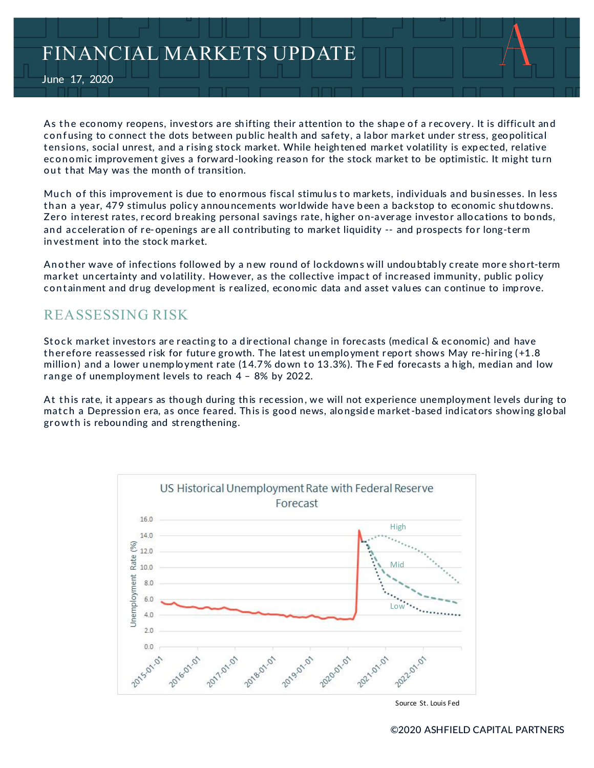# FINANCIAL MARKETS UPDATE

June 17, 2020

As the economy reopens, investors are shifting their attention to the shape of a recovery. It is difficult and confusing to connect the dots between public health and safety, a labor market under stress, geopolitical tensions, social unrest, and a rising stock market. While heightened market volatility is expected, relative economic improvement gives a forward-looking reason for the stock market to be optimistic. It might turn out that May was the month of transition.

Much of this improvement is due to enormous fiscal stimulus to markets, individuals and businesses. In less than a year, 479 stimulus policy announcements worldwide have been a backstop to economic shutdowns. Zero interest rates, record breaking personal savings rate, higher on-average investor allocations to bonds, and acceleration of re-openings are all contributing to market liquidity -- and prospects for long-term investment into the stock market.

Another wave of infections followed by a new round of lockdowns will undoubtably create more short-term market uncertainty and volatility. However, as the collective impact of increased immunity, public policy containment and drug development is realized, economic data and asset values can continue to improve.

## REASSESSING RISK

Stock market investors are reacting to a directional change in forecasts (medical & economic) and have therefore reassessed risk for future growth. The latest unemployment report shows May re-hiring (+1.8 million) and a lower unemployment rate (14.7% down to 13.3%). The Fed forecasts a high, median and low range of unemployment levels to reach 4 – 8% by 2022.

At this rate, it appears as though during this recession, we will not experience unemployment levels during to match a Depression era, as once feared. This is good news, alongside market-based indicators showing global growth is rebounding and strengthening.

US Historical Unemployment Rate with Federal Reserve Forecast

Source St. Louis Fed

©2020 ASHFIELD CAPITAL PARTNERS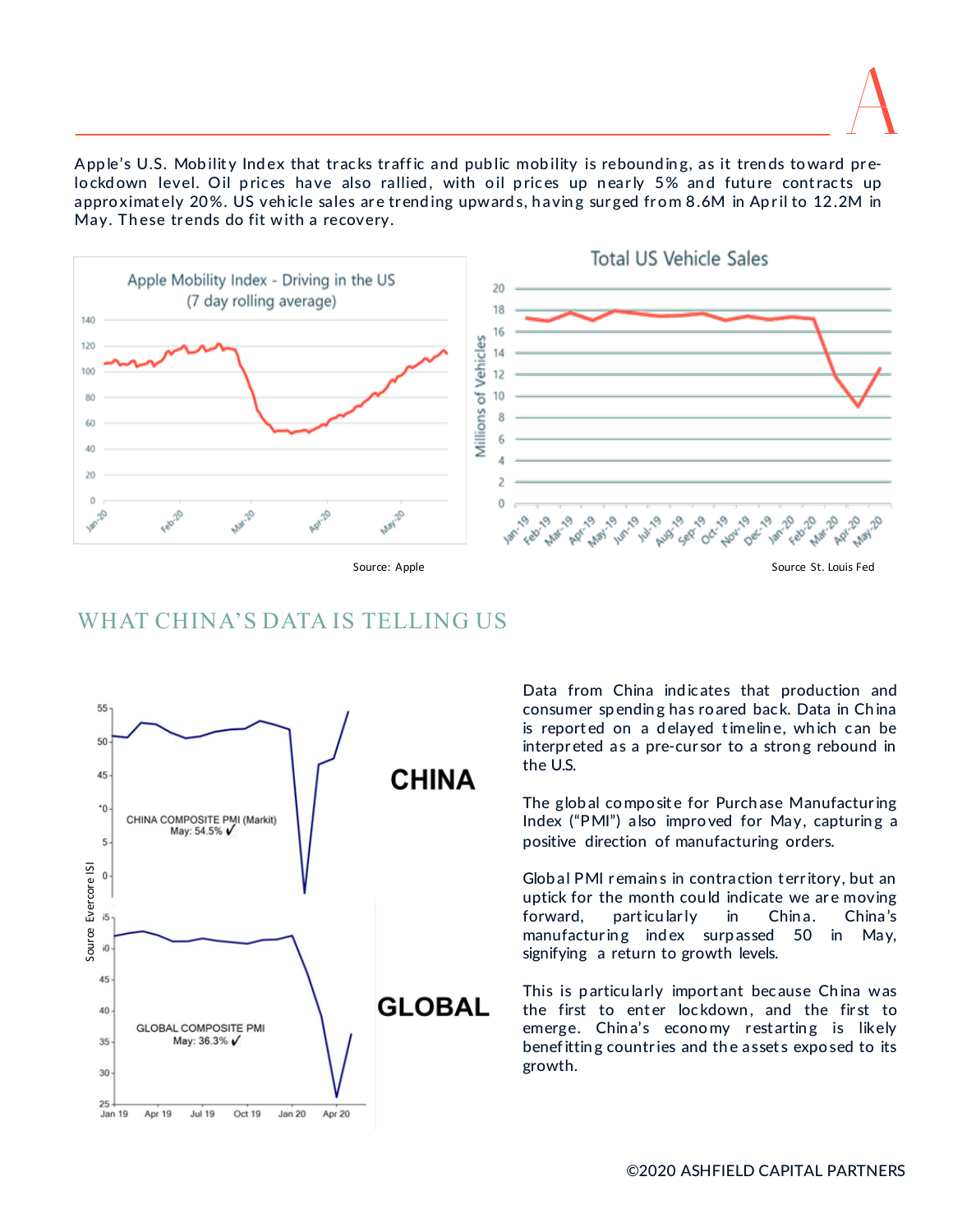Apple's U.S. Mobility Index that tracks traffic and public mobility is rebounding, as it trends toward pre-lockdown level. Oil prices have also rallied, with oil prices up nearly 5% and future contracts up approximately 20%. US vehicle sales are trending upwards, having surged from 8.6M in April to 12.2M in May. These trends do fit with a recovery.

Source: Apple

Source St. Louis Fed

## WHAT CHINA'S DATA IS TELLING US

Data from China indicates that production and consumer spending has roared back. Data in China is reported on a delayed timeline, which can be interpreted as a pre-cursor to a strong rebound in the U.S.

The global composite for Purchase Manufacturing Index ("PMI") also improved for May, capturing a positive direction of manufacturing orders.

Global PMI remains in contraction territory, but an uptick for the month could indicate we are moving forward, particularly in China. China's manufacturing index surpassed 50 in May, signifying a return to growth levels.

This is particularly important because China was the first to enter lockdown, and the first to emerge. China's economy restarting is likely benefitting countries and the assets exposed to its growth.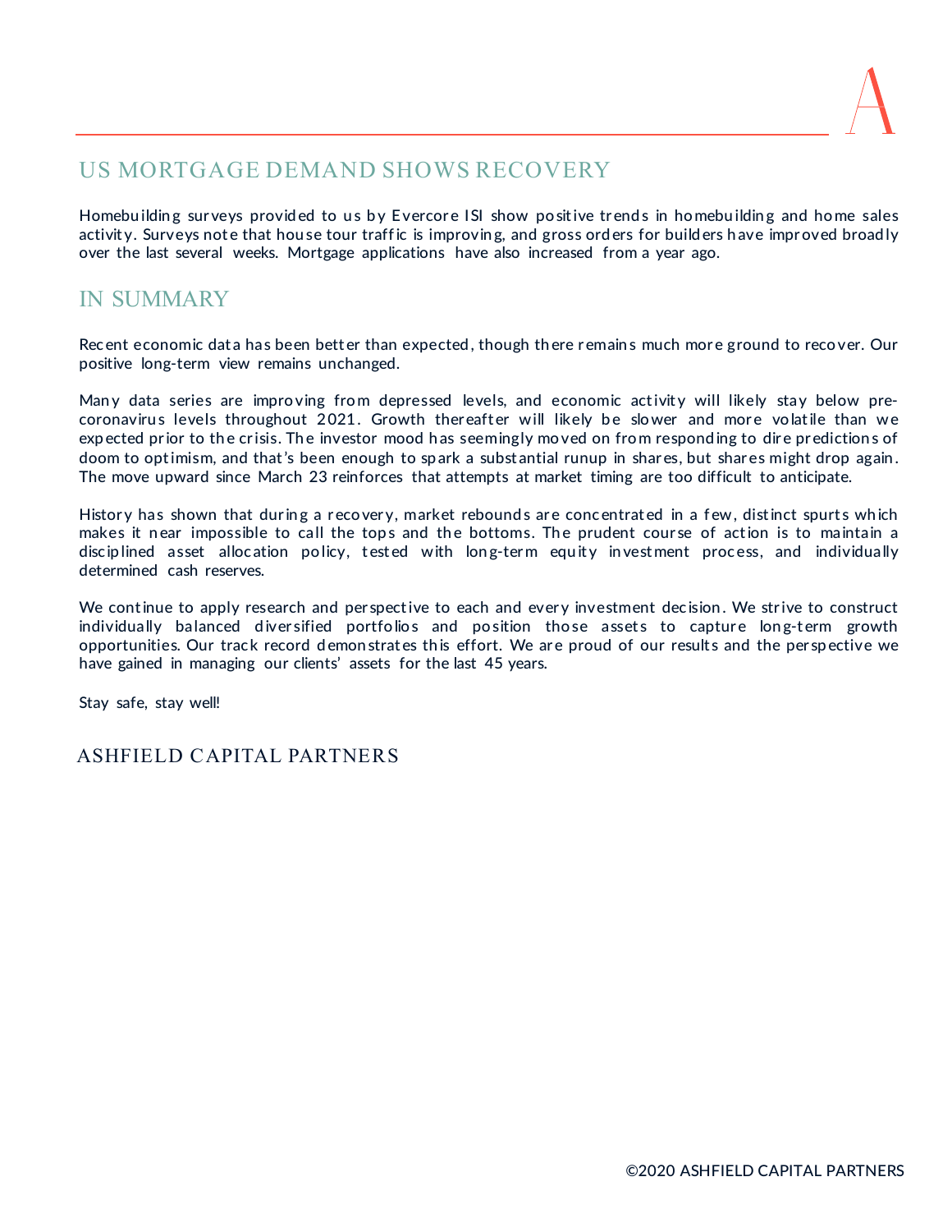## US MORTGAGE DEMAND SHOWS RECOVERY

Homebuilding surveys provided to us by Evercore ISI show positive trends in homebuilding and home sales activity. Surveys note that house tour traffic is improving, and gross orders for builders have improved broadly over the last several weeks. Mortgage applications have also increased from a year ago.

## IN SUMMARY

Recent economic data has been better than expected, though there remains much more ground to recover. Our positive long-term view remains unchanged.

Many data series are improving from depressed levels, and economic activity will likely stay below pre-coronavirus levels throughout 2021. Growth thereafter will likely be slower and more volatile than we expected prior to the crisis. The investor mood has seemingly moved on from responding to dire predictions of doom to optimism, and that's been enough to spark a substantial runup in shares, but shares might drop again. The move upward since March 23 reinforces that attempts at market timing are too difficult to anticipate.

History has shown that during a recovery, market rebounds are concentrated in a few, distinct spurts which makes it near impossible to call the tops and the bottoms. The prudent course of action is to maintain a disciplined asset allocation policy, tested with long-term equity investment process, and individually determined cash reserves.

We continue to apply research and perspective to each and every investment decision. We strive to construct individually balanced diversified portfolios and position those assets to capture long-term growth opportunities. Our track record demonstrates this effort. We are proud of our results and the perspective we have gained in managing our clients' assets for the last 45 years.

Stay safe, stay well!

ASHFIELD CAPITAL PARTNERS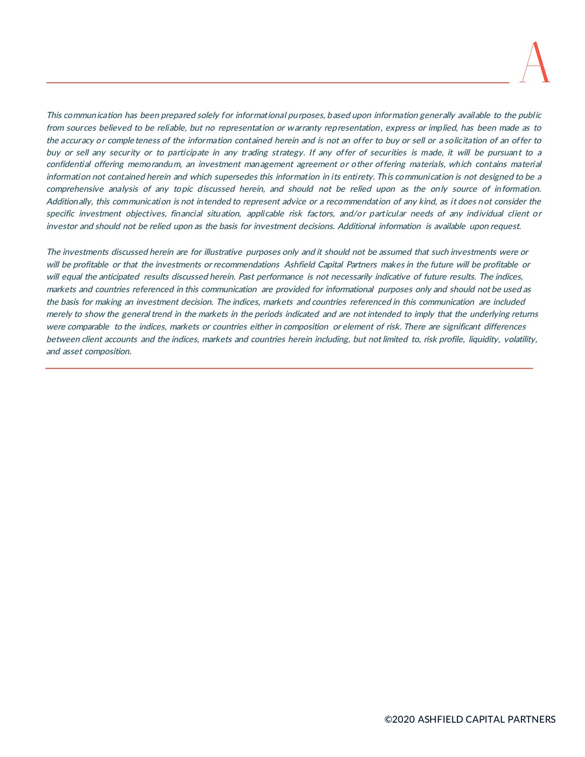*This communication has been prepared solely for informational purposes, based upon information generally available to the public from sources believed to be reliable, but no representation or warranty representation, express or implied, has been made as to the accuracy or completeness of the information contained herein and is not an offer to buy or sell or a solicitation of an offer to buy or sell any security or to participate in any trading strategy. If any offer of securities is made, it will be pursuant to a confidential offering memorandum, an investment management agreement or other offering materials, which contains material information not contained herein and which supersedes this information in its entirety. This communication is not designed to be a comprehensive analysis of any topic discussed herein, and should not be relied upon as the only source of information. Additionally, this communication is not intended to represent advice or a recommendation of any kind, as it does not consider the specific investment objectives, financial situation, applicable risk factors, and/or particular needs of any individual client or investor and should not be relied upon as the basis for investment decisions. Additional information is available upon request.*

*The investments discussed herein are for illustrative purposes only and it should not be assumed that such investments were or will be profitable or that the investments or recommendations Ashfield Capital Partners makes in the future will be profitable or will equal the anticipated results discussed herein. Past performance is not necessarily indicative of future results. The indices, markets and countries referenced in this communication are provided for informational purposes only and should not be used as the basis for making an investment decision. The indices, markets and countries referenced in this communication are included merely to show the general trend in the markets in the periods indicated and are not intended to imply that the underlying returns were comparable to the indices, markets or countries either in composition or element of risk. There are significant differences between client accounts and the indices, markets and countries herein including, but not limited to, risk profile, liquidity, volatility, and asset composition.*

©2020 ASHFIELD CAPITAL PARTNERS